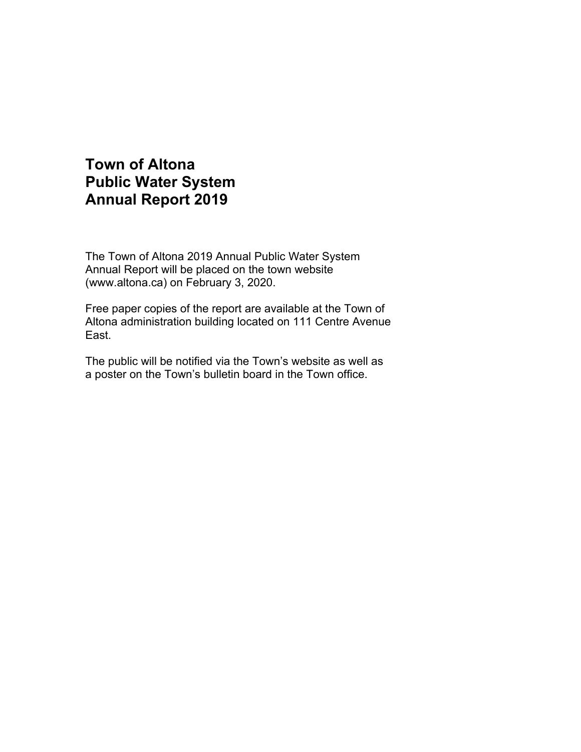# Town of Altona
# Public Water System
# Annual Report 2019

The Town of Altona 2019 Annual Public Water System Annual Report will be placed on the town website (www.altona.ca) on February 3, 2020.

Free paper copies of the report are available at the Town of Altona administration building located on 111 Centre Avenue East.

The public will be notified via the Town's website as well as a poster on the Town's bulletin board in the Town office.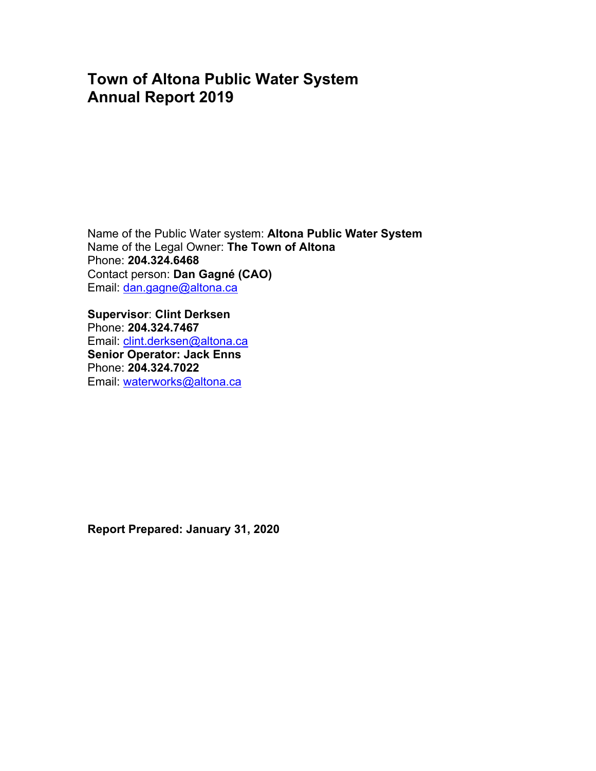# Town of Altona Public Water System
# Annual Report 2019

Name of the Public Water system: **Altona Public Water System**
Name of the Legal Owner: **The Town of Altona**
Phone: **204.324.6468**
Contact person: **Dan Gagné (CAO)**
Email: dan.gagne@altona.ca

**Supervisor**: **Clint Derksen**
Phone: **204.324.7467**
Email: clint.derksen@altona.ca
**Senior Operator: Jack Enns**
Phone: **204.324.7022**
Email: waterworks@altona.ca

**Report Prepared: January 31, 2020**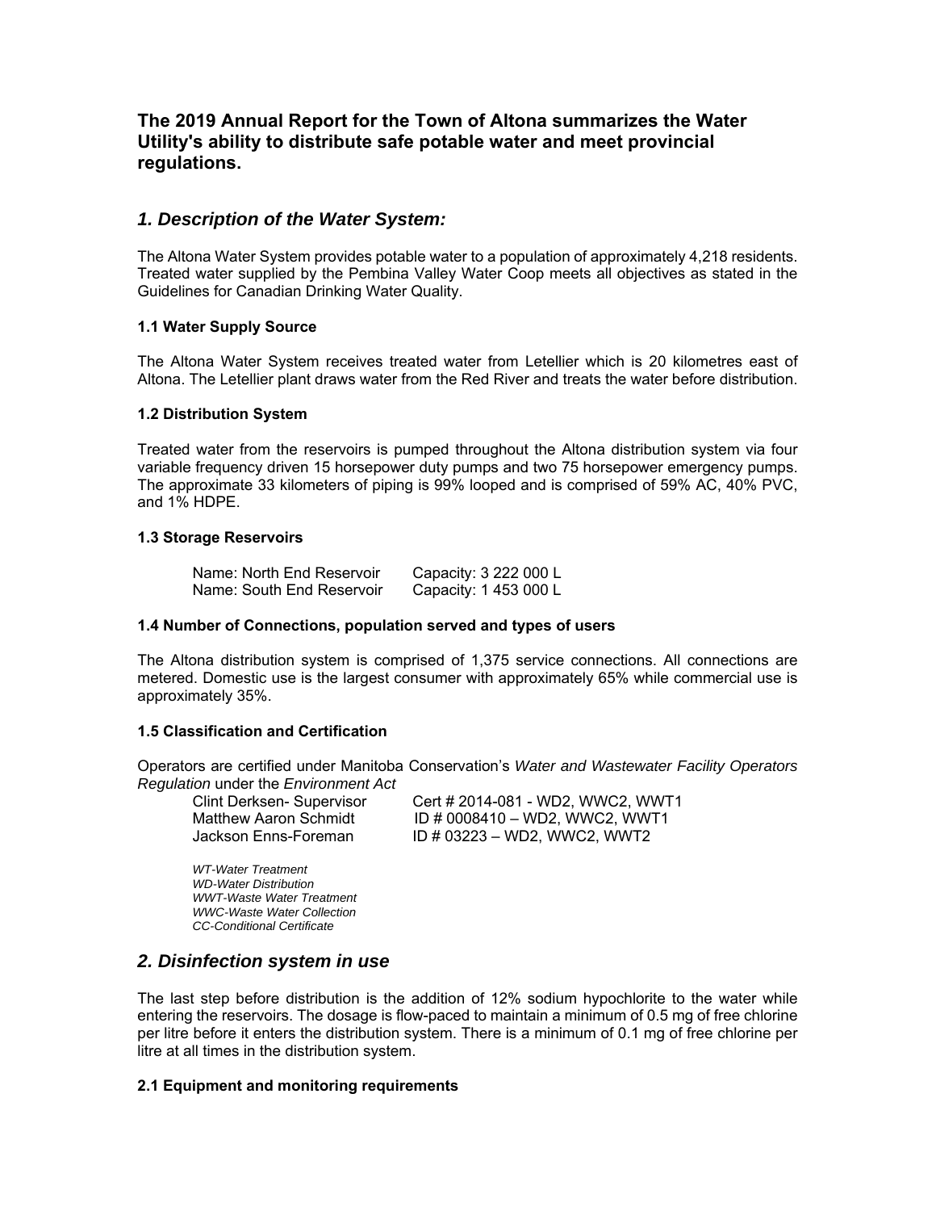## The 2019 Annual Report for the Town of Altona summarizes the Water Utility's ability to distribute safe potable water and meet provincial regulations.

## *1. Description of the Water System:*

The Altona Water System provides potable water to a population of approximately 4,218 residents. Treated water supplied by the Pembina Valley Water Coop meets all objectives as stated in the Guidelines for Canadian Drinking Water Quality.

### 1.1 Water Supply Source

The Altona Water System receives treated water from Letellier which is 20 kilometres east of Altona. The Letellier plant draws water from the Red River and treats the water before distribution.

### 1.2 Distribution System

Treated water from the reservoirs is pumped throughout the Altona distribution system via four variable frequency driven 15 horsepower duty pumps and two 75 horsepower emergency pumps. The approximate 33 kilometers of piping is 99% looped and is comprised of 59% AC, 40% PVC, and 1% HDPE.

### 1.3 Storage Reservoirs

| Name: North End Reservoir | Capacity: 3 222 000 L |
|---|---|
| Name: South End Reservoir | Capacity: 1 453 000 L |

### 1.4 Number of Connections, population served and types of users

The Altona distribution system is comprised of 1,375 service connections. All connections are metered. Domestic use is the largest consumer with approximately 65% while commercial use is approximately 35%.

### 1.5 Classification and Certification

Operators are certified under Manitoba Conservation's *Water and Wastewater Facility Operators Regulation* under the *Environment Act*

| Clint Derksen- Supervisor | Cert # 2014-081 - WD2, WWC2, WWT1 |
|---|---|
| Matthew Aaron Schmidt | ID # 0008410 – WD2, WWC2, WWT1 |
| Jackson Enns-Foreman | ID # 03223 – WD2, WWC2, WWT2 |

*WT-Water Treatment*
*WD-Water Distribution*
*WWT-Waste Water Treatment*
*WWC-Waste Water Collection*
*CC-Conditional Certificate*

## *2. Disinfection system in use*

The last step before distribution is the addition of 12% sodium hypochlorite to the water while entering the reservoirs. The dosage is flow-paced to maintain a minimum of 0.5 mg of free chlorine per litre before it enters the distribution system. There is a minimum of 0.1 mg of free chlorine per litre at all times in the distribution system.

### 2.1 Equipment and monitoring requirements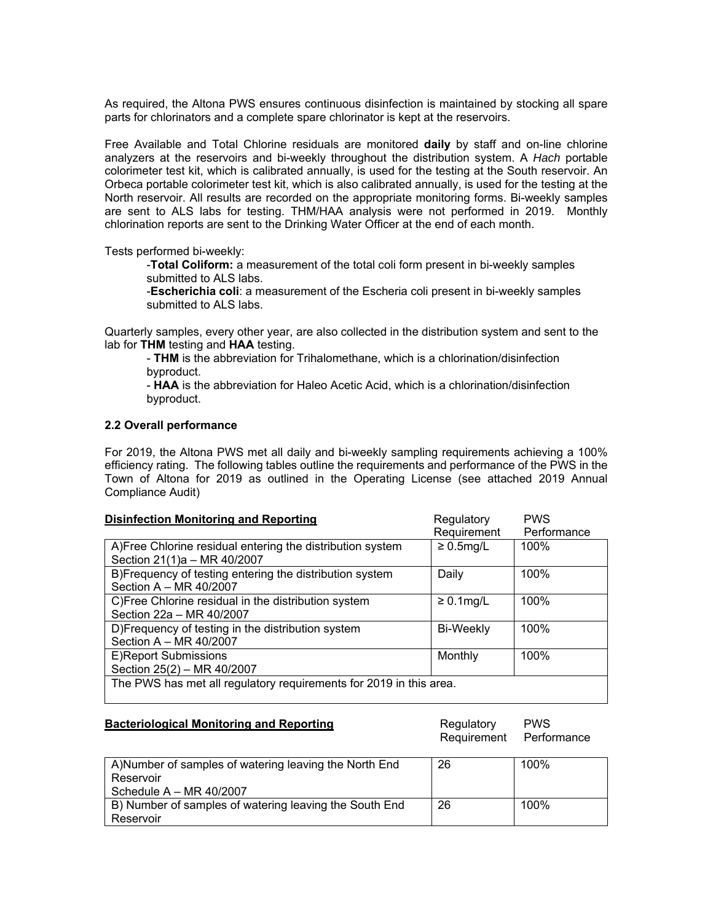As required, the Altona PWS ensures continuous disinfection is maintained by stocking all spare parts for chlorinators and a complete spare chlorinator is kept at the reservoirs.

Free Available and Total Chlorine residuals are monitored **daily** by staff and on-line chlorine analyzers at the reservoirs and bi-weekly throughout the distribution system. A *Hach* portable colorimeter test kit, which is calibrated annually, is used for the testing at the South reservoir. An Orbeca portable colorimeter test kit, which is also calibrated annually, is used for the testing at the North reservoir. All results are recorded on the appropriate monitoring forms. Bi-weekly samples are sent to ALS labs for testing. THM/HAA analysis were not performed in 2019. Monthly chlorination reports are sent to the Drinking Water Officer at the end of each month.

Tests performed bi-weekly:

- **Total Coliform:** a measurement of the total coli form present in bi-weekly samples submitted to ALS labs.
- **Escherichia coli**: a measurement of the Escheria coli present in bi-weekly samples submitted to ALS labs.

Quarterly samples, every other year, are also collected in the distribution system and sent to the lab for **THM** testing and **HAA** testing.

- **THM** is the abbreviation for Trihalomethane, which is a chlorination/disinfection byproduct.
- **HAA** is the abbreviation for Haleo Acetic Acid, which is a chlorination/disinfection byproduct.

### 2.2 Overall performance

For 2019, the Altona PWS met all daily and bi-weekly sampling requirements achieving a 100% efficiency rating. The following tables outline the requirements and performance of the PWS in the Town of Altona for 2019 as outlined in the Operating License (see attached 2019 Annual Compliance Audit)

| **Disinfection Monitoring and Reporting** | Regulatory Requirement | PWS Performance |
|---|---|---|
| A)Free Chlorine residual entering the distribution system Section 21(1)a – MR 40/2007 | ≥ 0.5mg/L | 100% |
| B)Frequency of testing entering the distribution system Section A – MR 40/2007 | Daily | 100% |
| C)Free Chlorine residual in the distribution system Section 22a – MR 40/2007 | ≥ 0.1mg/L | 100% |
| D)Frequency of testing in the distribution system Section A – MR 40/2007 | Bi-Weekly | 100% |
| E)Report Submissions Section 25(2) – MR 40/2007 | Monthly | 100% |
| The PWS has met all regulatory requirements for 2019 in this area. | | |

| **Bacteriological Monitoring and Reporting** | Regulatory Requirement | PWS Performance |
|---|---|---|
| A)Number of samples of watering leaving the North End Reservoir Schedule A – MR 40/2007 | 26 | 100% |
| B) Number of samples of watering leaving the South End Reservoir | 26 | 100% |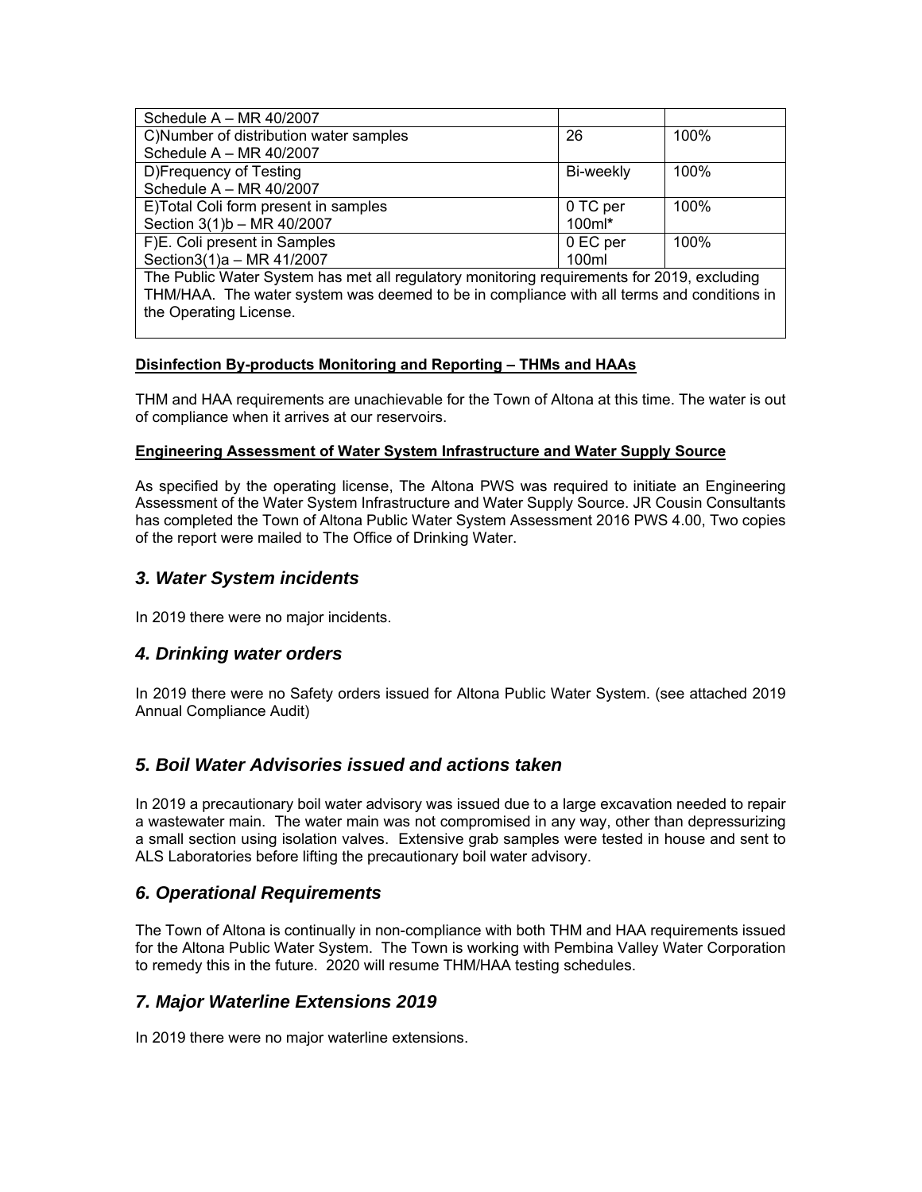| Schedule A – MR 40/2007 | | |
|---|---|---|
| C)Number of distribution water samples<br>Schedule A – MR 40/2007 | 26 | 100% |
| D)Frequency of Testing<br>Schedule A – MR 40/2007 | Bi-weekly | 100% |
| E)Total Coli form present in samples<br>Section 3(1)b – MR 40/2007 | 0 TC per 100ml* | 100% |
| F)E. Coli present in Samples<br>Section3(1)a – MR 41/2007 | 0 EC per 100ml | 100% |
| The Public Water System has met all regulatory monitoring requirements for 2019, excluding THM/HAA. The water system was deemed to be in compliance with all terms and conditions in the Operating License. | | |

**Disinfection By-products Monitoring and Reporting – THMs and HAAs**

THM and HAA requirements are unachievable for the Town of Altona at this time. The water is out of compliance when it arrives at our reservoirs.

**Engineering Assessment of Water System Infrastructure and Water Supply Source**

As specified by the operating license, The Altona PWS was required to initiate an Engineering Assessment of the Water System Infrastructure and Water Supply Source. JR Cousin Consultants has completed the Town of Altona Public Water System Assessment 2016 PWS 4.00, Two copies of the report were mailed to The Office of Drinking Water.

## *3. Water System incidents*

In 2019 there were no major incidents.

## *4. Drinking water orders*

In 2019 there were no Safety orders issued for Altona Public Water System. (see attached 2019 Annual Compliance Audit)

## *5. Boil Water Advisories issued and actions taken*

In 2019 a precautionary boil water advisory was issued due to a large excavation needed to repair a wastewater main. The water main was not compromised in any way, other than depressurizing a small section using isolation valves. Extensive grab samples were tested in house and sent to ALS Laboratories before lifting the precautionary boil water advisory.

## *6. Operational Requirements*

The Town of Altona is continually in non-compliance with both THM and HAA requirements issued for the Altona Public Water System. The Town is working with Pembina Valley Water Corporation to remedy this in the future. 2020 will resume THM/HAA testing schedules.

## *7. Major Waterline Extensions 2019*

In 2019 there were no major waterline extensions.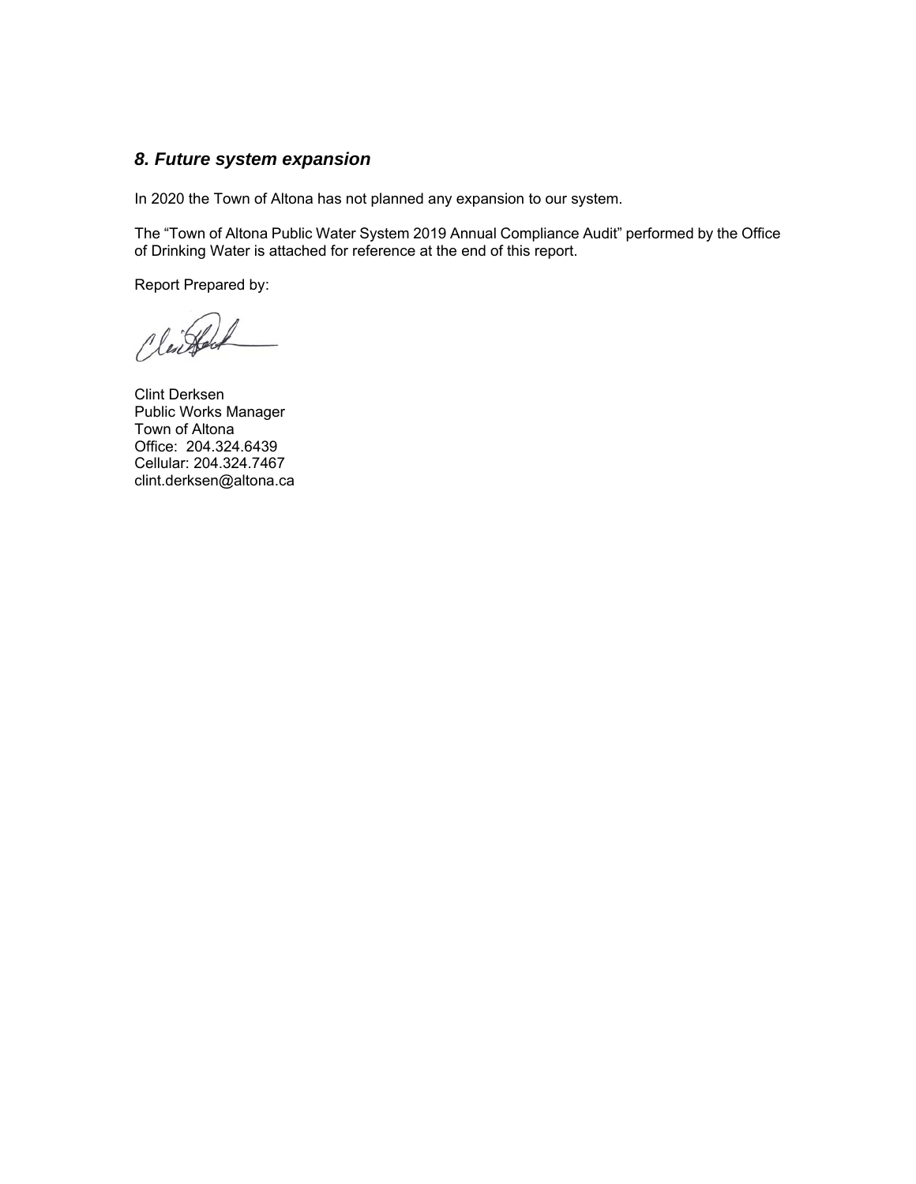## *8. Future system expansion*

In 2020 the Town of Altona has not planned any expansion to our system.

The "Town of Altona Public Water System 2019 Annual Compliance Audit" performed by the Office of Drinking Water is attached for reference at the end of this report.

Report Prepared by:

Clint Derksen
Public Works Manager
Town of Altona
Office: 204.324.6439
Cellular: 204.324.7467
clint.derksen@altona.ca